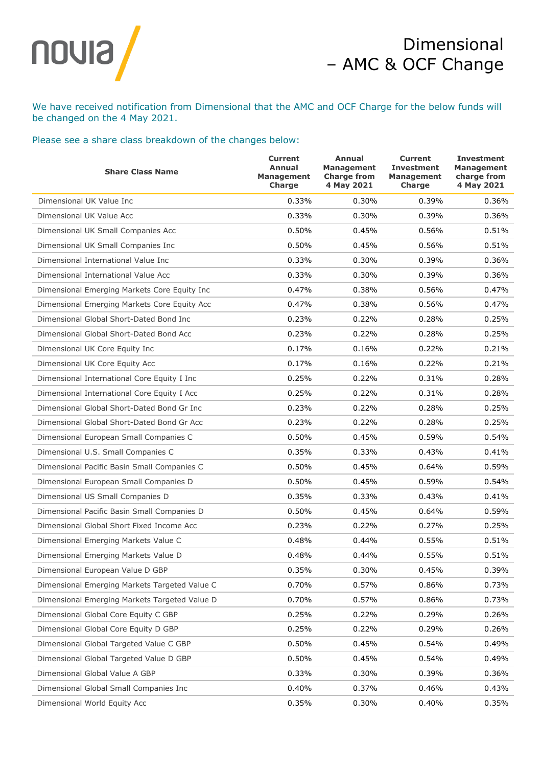# Dimensional – AMC & OCF Change

We have received notification from Dimensional that the AMC and OCF Charge for the below funds will be changed on the 4 May 2021.

Please see a share class breakdown of the changes below:

| Share Class Name | Current Annual Management Charge | Annual Management Charge from 4 May 2021 | Current Investment Management Charge | Investment Management charge from 4 May 2021 |
|---|---|---|---|---|
| Dimensional UK Value Inc | 0.33% | 0.30% | 0.39% | 0.36% |
| Dimensional UK Value Acc | 0.33% | 0.30% | 0.39% | 0.36% |
| Dimensional UK Small Companies Acc | 0.50% | 0.45% | 0.56% | 0.51% |
| Dimensional UK Small Companies Inc | 0.50% | 0.45% | 0.56% | 0.51% |
| Dimensional International Value Inc | 0.33% | 0.30% | 0.39% | 0.36% |
| Dimensional International Value Acc | 0.33% | 0.30% | 0.39% | 0.36% |
| Dimensional Emerging Markets Core Equity Inc | 0.47% | 0.38% | 0.56% | 0.47% |
| Dimensional Emerging Markets Core Equity Acc | 0.47% | 0.38% | 0.56% | 0.47% |
| Dimensional Global Short-Dated Bond Inc | 0.23% | 0.22% | 0.28% | 0.25% |
| Dimensional Global Short-Dated Bond Acc | 0.23% | 0.22% | 0.28% | 0.25% |
| Dimensional UK Core Equity Inc | 0.17% | 0.16% | 0.22% | 0.21% |
| Dimensional UK Core Equity Acc | 0.17% | 0.16% | 0.22% | 0.21% |
| Dimensional International Core Equity I Inc | 0.25% | 0.22% | 0.31% | 0.28% |
| Dimensional International Core Equity I Acc | 0.25% | 0.22% | 0.31% | 0.28% |
| Dimensional Global Short-Dated Bond Gr Inc | 0.23% | 0.22% | 0.28% | 0.25% |
| Dimensional Global Short-Dated Bond Gr Acc | 0.23% | 0.22% | 0.28% | 0.25% |
| Dimensional European Small Companies C | 0.50% | 0.45% | 0.59% | 0.54% |
| Dimensional U.S. Small Companies C | 0.35% | 0.33% | 0.43% | 0.41% |
| Dimensional Pacific Basin Small Companies C | 0.50% | 0.45% | 0.64% | 0.59% |
| Dimensional European Small Companies D | 0.50% | 0.45% | 0.59% | 0.54% |
| Dimensional US Small Companies D | 0.35% | 0.33% | 0.43% | 0.41% |
| Dimensional Pacific Basin Small Companies D | 0.50% | 0.45% | 0.64% | 0.59% |
| Dimensional Global Short Fixed Income Acc | 0.23% | 0.22% | 0.27% | 0.25% |
| Dimensional Emerging Markets Value C | 0.48% | 0.44% | 0.55% | 0.51% |
| Dimensional Emerging Markets Value D | 0.48% | 0.44% | 0.55% | 0.51% |
| Dimensional European Value D GBP | 0.35% | 0.30% | 0.45% | 0.39% |
| Dimensional Emerging Markets Targeted Value C | 0.70% | 0.57% | 0.86% | 0.73% |
| Dimensional Emerging Markets Targeted Value D | 0.70% | 0.57% | 0.86% | 0.73% |
| Dimensional Global Core Equity C GBP | 0.25% | 0.22% | 0.29% | 0.26% |
| Dimensional Global Core Equity D GBP | 0.25% | 0.22% | 0.29% | 0.26% |
| Dimensional Global Targeted Value C GBP | 0.50% | 0.45% | 0.54% | 0.49% |
| Dimensional Global Targeted Value D GBP | 0.50% | 0.45% | 0.54% | 0.49% |
| Dimensional Global Value A GBP | 0.33% | 0.30% | 0.39% | 0.36% |
| Dimensional Global Small Companies Inc | 0.40% | 0.37% | 0.46% | 0.43% |
| Dimensional World Equity Acc | 0.35% | 0.30% | 0.40% | 0.35% |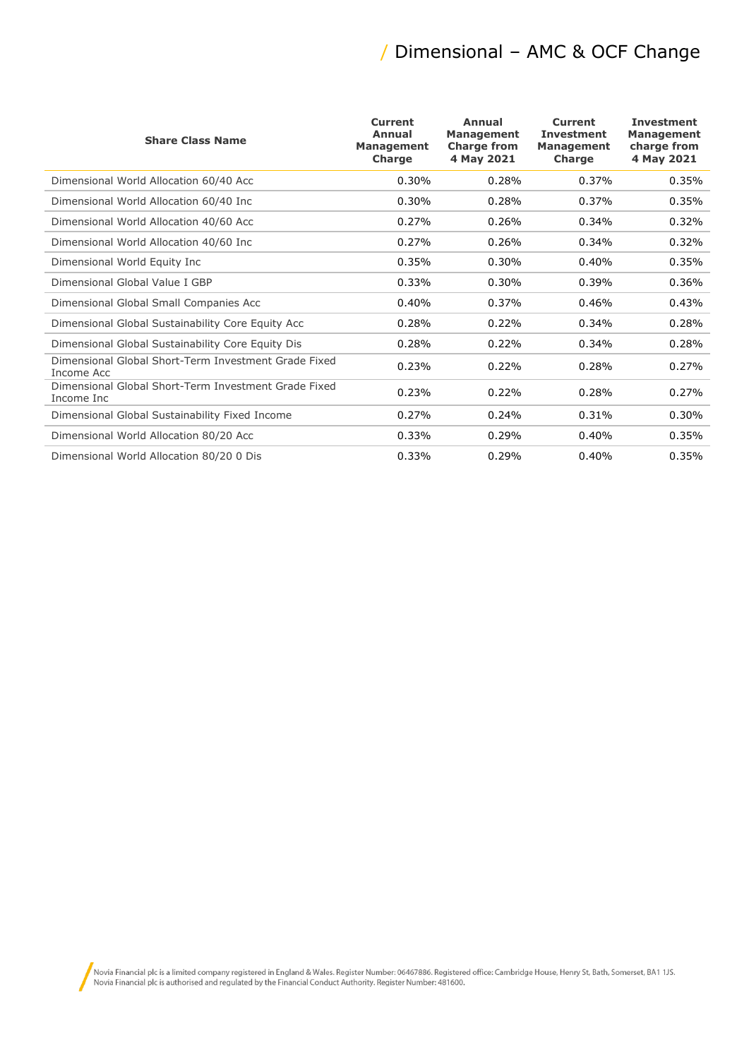# Dimensional – AMC & OCF Change

| Share Class Name | Current Annual Management Charge | Annual Management Charge from 4 May 2021 | Current Investment Management Charge | Investment Management charge from 4 May 2021 |
|---|---|---|---|---|
| Dimensional World Allocation 60/40 Acc | 0.30% | 0.28% | 0.37% | 0.35% |
| Dimensional World Allocation 60/40 Inc | 0.30% | 0.28% | 0.37% | 0.35% |
| Dimensional World Allocation 40/60 Acc | 0.27% | 0.26% | 0.34% | 0.32% |
| Dimensional World Allocation 40/60 Inc | 0.27% | 0.26% | 0.34% | 0.32% |
| Dimensional World Equity Inc | 0.35% | 0.30% | 0.40% | 0.35% |
| Dimensional Global Value I GBP | 0.33% | 0.30% | 0.39% | 0.36% |
| Dimensional Global Small Companies Acc | 0.40% | 0.37% | 0.46% | 0.43% |
| Dimensional Global Sustainability Core Equity Acc | 0.28% | 0.22% | 0.34% | 0.28% |
| Dimensional Global Sustainability Core Equity Dis | 0.28% | 0.22% | 0.34% | 0.28% |
| Dimensional Global Short-Term Investment Grade Fixed Income Acc | 0.23% | 0.22% | 0.28% | 0.27% |
| Dimensional Global Short-Term Investment Grade Fixed Income Inc | 0.23% | 0.22% | 0.28% | 0.27% |
| Dimensional Global Sustainability Fixed Income | 0.27% | 0.24% | 0.31% | 0.30% |
| Dimensional World Allocation 80/20 Acc | 0.33% | 0.29% | 0.40% | 0.35% |
| Dimensional World Allocation 80/20 0 Dis | 0.33% | 0.29% | 0.40% | 0.35% |

Novia Financial plc is a limited company registered in England & Wales. Register Number: 06467886. Registered office: Cambridge House, Henry St, Bath, Somerset, BA1 1JS.
Novia Financial plc is authorised and regulated by the Financial Conduct Authority. Register Number: 481600.